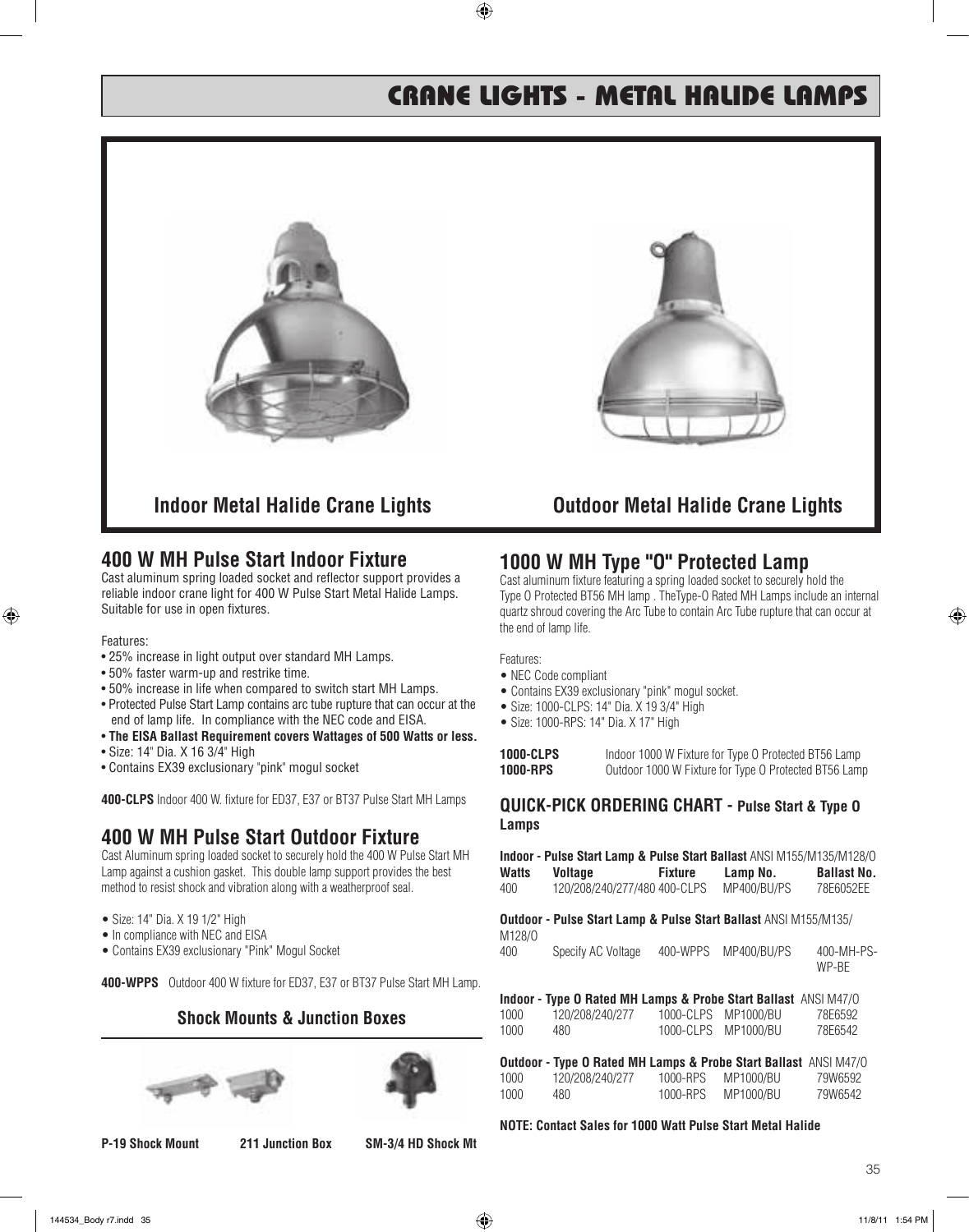// CRANE LIGHTS - METAL HALIDE LAMPS

# CRANE LIGHTS - METAL HALIDE LAMPS

**Indoor Metal Halide Crane Lights**

**Outdoor Metal Halide Crane Lights**

## 400 W MH Pulse Start Indoor Fixture

Cast aluminum spring loaded socket and reflector support provides a reliable indoor crane light for 400 W Pulse Start Metal Halide Lamps. Suitable for use in open fixtures.

Features:

- 25% increase in light output over standard MH Lamps.
- 50% faster warm-up and restrike time.
- 50% increase in life when compared to switch start MH Lamps.
- Protected Pulse Start Lamp contains arc tube rupture that can occur at the end of lamp life. In compliance with the NEC code and EISA.
- **The EISA Ballast Requirement covers Wattages of 500 Watts or less.**
- Size: 14" Dia. X 16 3/4" High
- Contains EX39 exclusionary "pink" mogul socket

**400-CLPS** Indoor 400 W. fixture for ED37, E37 or BT37 Pulse Start MH Lamps

## 400 W MH Pulse Start Outdoor Fixture

Cast Aluminum spring loaded socket to securely hold the 400 W Pulse Start MH Lamp against a cushion gasket. This double lamp support provides the best method to resist shock and vibration along with a weatherproof seal.

- Size: 14" Dia. X 19 1/2" High
- In compliance with NEC and EISA
- Contains EX39 exclusionary "Pink" Mogul Socket

**400-WPPS** Outdoor 400 W fixture for ED37, E37 or BT37 Pulse Start MH Lamp.

### Shock Mounts & Junction Boxes

**P-19 Shock Mount** **211 Junction Box** **SM-3/4 HD Shock Mt**

## 1000 W MH Type "O" Protected Lamp

Cast aluminum fixture featuring a spring loaded socket to securely hold the Type O Protected BT56 MH lamp . TheType-O Rated MH Lamps include an internal quartz shroud covering the Arc Tube to contain Arc Tube rupture that can occur at the end of lamp life.

Features:

- NEC Code compliant
- Contains EX39 exclusionary "pink" mogul socket.
- Size: 1000-CLPS: 14" Dia. X 19 3/4" High
- Size: 1000-RPS: 14" Dia. X 17" High

**1000-CLPS** Indoor 1000 W Fixture for Type O Protected BT56 Lamp
**1000-RPS** Outdoor 1000 W Fixture for Type O Protected BT56 Lamp

### QUICK-PICK ORDERING CHART - Pulse Start & Type O Lamps

**Indoor - Pulse Start Lamp & Pulse Start Ballast** ANSI M155/M135/M128/O

| Watts | Voltage | Fixture | Lamp No. | Ballast No. |
|---|---|---|---|---|
| 400 | 120/208/240/277/480 | 400-CLPS | MP400/BU/PS | 78E6052EE |

**Outdoor - Pulse Start Lamp & Pulse Start Ballast** ANSI M155/M135/M128/O

| Watts | Voltage | Fixture | Lamp No. | Ballast No. |
|---|---|---|---|---|
| 400 | Specify AC Voltage | 400-WPPS | MP400/BU/PS | 400-MH-PS-WP-BE |

**Indoor - Type O Rated MH Lamps & Probe Start Ballast** ANSI M47/O

| Watts | Voltage | Fixture | Lamp No. | Ballast No. |
|---|---|---|---|---|
| 1000 | 120/208/240/277 | 1000-CLPS | MP1000/BU | 78E6592 |
| 1000 | 480 | 1000-CLPS | MP1000/BU | 78E6542 |

**Outdoor - Type O Rated MH Lamps & Probe Start Ballast** ANSI M47/O

| Watts | Voltage | Fixture | Lamp No. | Ballast No. |
|---|---|---|---|---|
| 1000 | 120/208/240/277 | 1000-RPS | MP1000/BU | 79W6592 |
| 1000 | 480 | 1000-RPS | MP1000/BU | 79W6542 |

**NOTE: Contact Sales for 1000 Watt Pulse Start Metal Halide**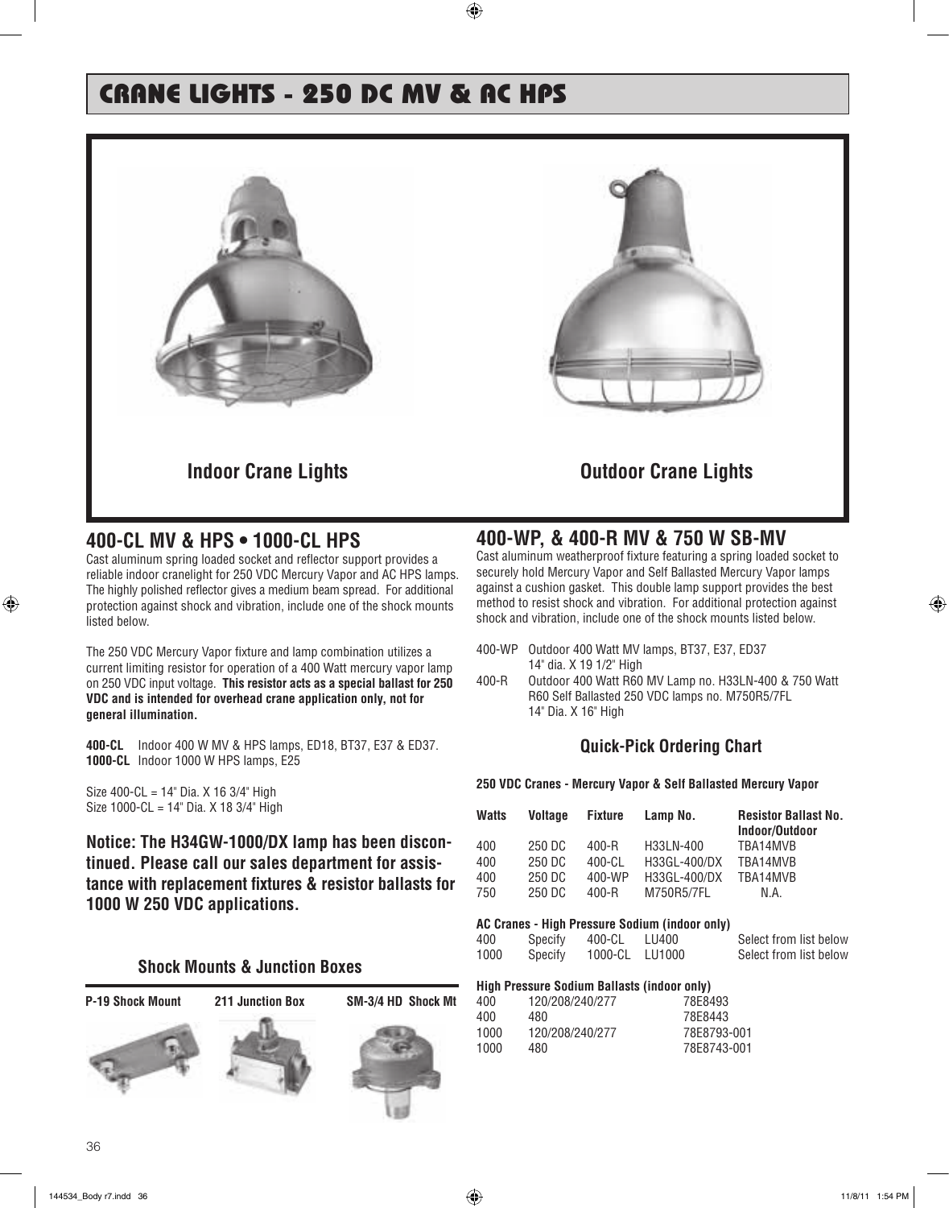# CRANE LIGHTS - 250 DC MV & AC HPS

**Indoor Crane Lights** **Outdoor Crane Lights**

## 400-CL MV & HPS • 1000-CL HPS

Cast aluminum spring loaded socket and reflector support provides a reliable indoor cranelight for 250 VDC Mercury Vapor and AC HPS lamps. The highly polished reflector gives a medium beam spread. For additional protection against shock and vibration, include one of the shock mounts listed below.

The 250 VDC Mercury Vapor fixture and lamp combination utilizes a current limiting resistor for operation of a 400 Watt mercury vapor lamp on 250 VDC input voltage. **This resistor acts as a special ballast for 250 VDC and is intended for overhead crane application only, not for general illumination.**

**400-CL** Indoor 400 W MV & HPS lamps, ED18, BT37, E37 & ED37.
**1000-CL** Indoor 1000 W HPS lamps, E25

Size 400-CL = 14" Dia. X 16 3/4" High
Size 1000-CL = 14" Dia. X 18 3/4" High

**Notice: The H34GW-1000/DX lamp has been discontinued. Please call our sales department for assistance with replacement fixtures & resistor ballasts for 1000 W 250 VDC applications.**

### Shock Mounts & Junction Boxes

**P-19 Shock Mount** **211 Junction Box** **SM-3/4 HD Shock Mt**

## 400-WP, & 400-R MV & 750 W SB-MV

Cast aluminum weatherproof fixture featuring a spring loaded socket to securely hold Mercury Vapor and Self Ballasted Mercury Vapor lamps against a cushion gasket. This double lamp support provides the best method to resist shock and vibration. For additional protection against shock and vibration, include one of the shock mounts listed below.

400-WP Outdoor 400 Watt MV lamps, BT37, E37, ED37
14" dia. X 19 1/2" High
400-R Outdoor 400 Watt R60 MV Lamp no. H33LN-400 & 750 Watt R60 Self Ballasted 250 VDC lamps no. M750R5/7FL
14" Dia. X 16" High

### Quick-Pick Ordering Chart

**250 VDC Cranes - Mercury Vapor & Self Ballasted Mercury Vapor**

| Watts | Voltage | Fixture | Lamp No. | Resistor Ballast No. Indoor/Outdoor |
|---|---|---|---|---|
| 400 | 250 DC | 400-R | H33LN-400 | TBA14MVB |
| 400 | 250 DC | 400-CL | H33GL-400/DX | TBA14MVB |
| 400 | 250 DC | 400-WP | H33GL-400/DX | TBA14MVB |
| 750 | 250 DC | 400-R | M750R5/7FL | N.A. |

**AC Cranes - High Pressure Sodium (indoor only)**

| Watts | Voltage | Fixture | Lamp No. | Ballast |
|---|---|---|---|---|
| 400 | Specify | 400-CL | LU400 | Select from list below |
| 1000 | Specify | 1000-CL | LU1000 | Select from list below |

**High Pressure Sodium Ballasts (indoor only)**

| Watts | Voltage | Ballast No. |
|---|---|---|
| 400 | 120/208/240/277 | 78E8493 |
| 400 | 480 | 78E8443 |
| 1000 | 120/208/240/277 | 78E8793-001 |
| 1000 | 480 | 78E8743-001 |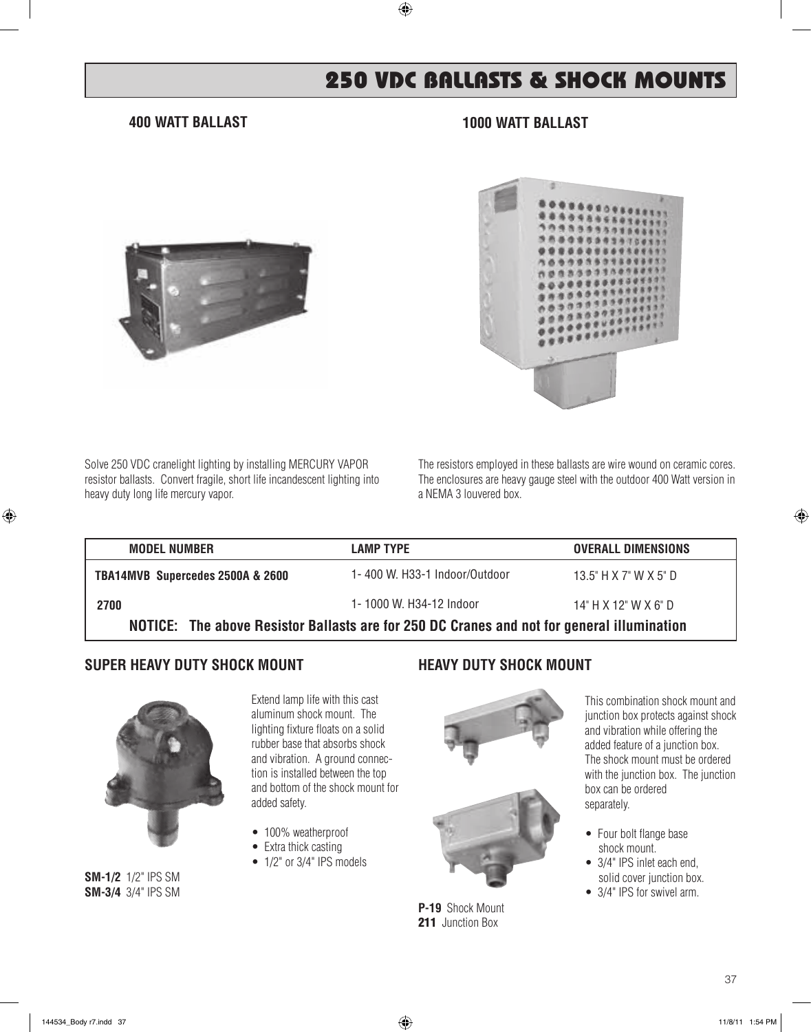# 250 VDC BALLASTS & SHOCK MOUNTS

### 400 WATT BALLAST

### 1000 WATT BALLAST

Solve 250 VDC cranelight lighting by installing MERCURY VAPOR resistor ballasts. Convert fragile, short life incandescent lighting into heavy duty long life mercury vapor.

The resistors employed in these ballasts are wire wound on ceramic cores. The enclosures are heavy gauge steel with the outdoor 400 Watt version in a NEMA 3 louvered box.

| MODEL NUMBER | LAMP TYPE | OVERALL DIMENSIONS |
|---|---|---|
| **TBA14MVB Supercedes 2500A & 2600** | 1- 400 W. H33-1 Indoor/Outdoor | 13.5" H X 7" W X 5" D |
| **2700** | 1- 1000 W. H34-12 Indoor | 14" H X 12" W X 6" D |
| **NOTICE: The above Resistor Ballasts are for 250 DC Cranes and not for general illumination** | | |

### SUPER HEAVY DUTY SHOCK MOUNT

Extend lamp life with this cast aluminum shock mount. The lighting fixture floats on a solid rubber base that absorbs shock and vibration. A ground connection is installed between the top and bottom of the shock mount for added safety.

- 100% weatherproof
- Extra thick casting
- 1/2" or 3/4" IPS models

**SM-1/2** 1/2" IPS SM
**SM-3/4** 3/4" IPS SM

### HEAVY DUTY SHOCK MOUNT

This combination shock mount and junction box protects against shock and vibration while offering the added feature of a junction box. The shock mount must be ordered with the junction box. The junction box can be ordered separately.

- Four bolt flange base shock mount.
- 3/4" IPS inlet each end, solid cover junction box.
- 3/4" IPS for swivel arm.

**P-19** Shock Mount
**211** Junction Box